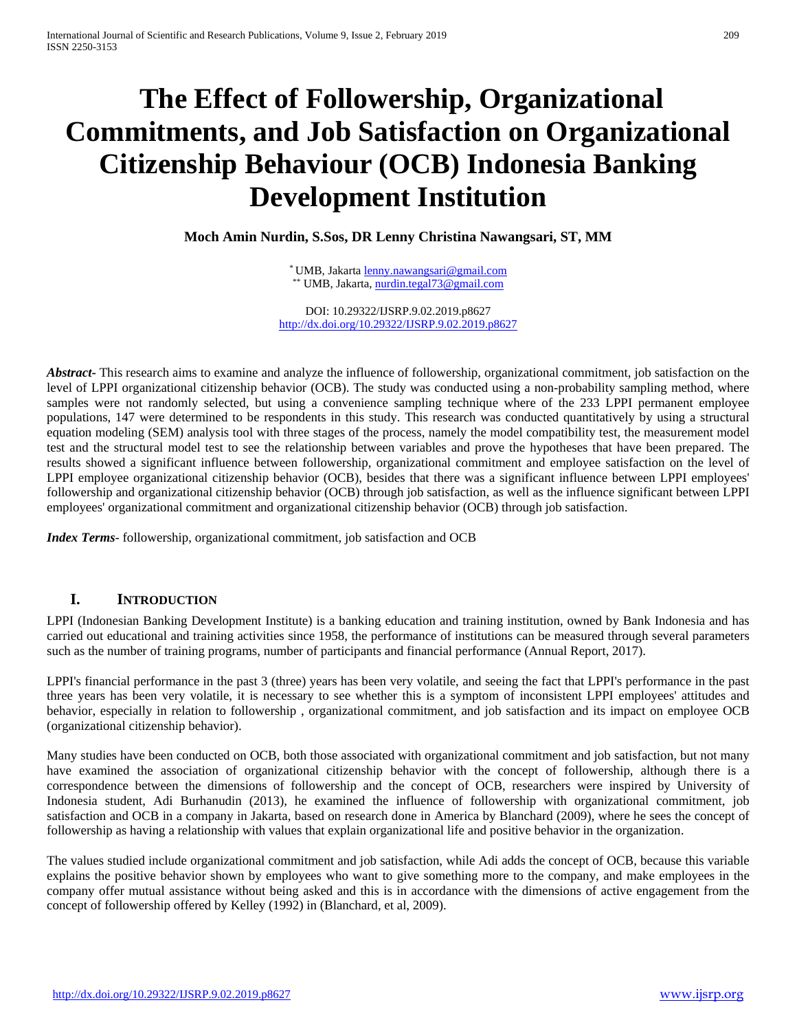# The Effect of Followership, Organizational Commitments, and Job Satisfaction on Organizational Citizenship Behaviour (OCB) Indonesia Banking Development Institution

**Moch Amin Nurdin, S.Sos, DR Lenny Christina Nawangsari, ST, MM**

[*] UMB, Jakarta lenny.nawangsari@gmail.com
[**] UMB, Jakarta, nurdin.tegal73@gmail.com

DOI: 10.29322/IJSRP.9.02.2019.p8627
http://dx.doi.org/10.29322/IJSRP.9.02.2019.p8627

***Abstract***- This research aims to examine and analyze the influence of followership, organizational commitment, job satisfaction on the level of LPPI organizational citizenship behavior (OCB). The study was conducted using a non-probability sampling method, where samples were not randomly selected, but using a convenience sampling technique where of the 233 LPPI permanent employee populations, 147 were determined to be respondents in this study. This research was conducted quantitatively by using a structural equation modeling (SEM) analysis tool with three stages of the process, namely the model compatibility test, the measurement model test and the structural model test to see the relationship between variables and prove the hypotheses that have been prepared. The results showed a significant influence between followership, organizational commitment and employee satisfaction on the level of LPPI employee organizational citizenship behavior (OCB), besides that there was a significant influence between LPPI employees' followership and organizational citizenship behavior (OCB) through job satisfaction, as well as the influence significant between LPPI employees' organizational commitment and organizational citizenship behavior (OCB) through job satisfaction.

***Index Terms***- followership, organizational commitment, job satisfaction and OCB

## I. Introduction

LPPI (Indonesian Banking Development Institute) is a banking education and training institution, owned by Bank Indonesia and has carried out educational and training activities since 1958, the performance of institutions can be measured through several parameters such as the number of training programs, number of participants and financial performance (Annual Report, 2017).

LPPI's financial performance in the past 3 (three) years has been very volatile, and seeing the fact that LPPI's performance in the past three years has been very volatile, it is necessary to see whether this is a symptom of inconsistent LPPI employees' attitudes and behavior, especially in relation to followership , organizational commitment, and job satisfaction and its impact on employee OCB (organizational citizenship behavior).

Many studies have been conducted on OCB, both those associated with organizational commitment and job satisfaction, but not many have examined the association of organizational citizenship behavior with the concept of followership, although there is a correspondence between the dimensions of followership and the concept of OCB, researchers were inspired by University of Indonesia student, Adi Burhanudin (2013), he examined the influence of followership with organizational commitment, job satisfaction and OCB in a company in Jakarta, based on research done in America by Blanchard (2009), where he sees the concept of followership as having a relationship with values that explain organizational life and positive behavior in the organization.

The values studied include organizational commitment and job satisfaction, while Adi adds the concept of OCB, because this variable explains the positive behavior shown by employees who want to give something more to the company, and make employees in the company offer mutual assistance without being asked and this is in accordance with the dimensions of active engagement from the concept of followership offered by Kelley (1992) in (Blanchard, et al, 2009).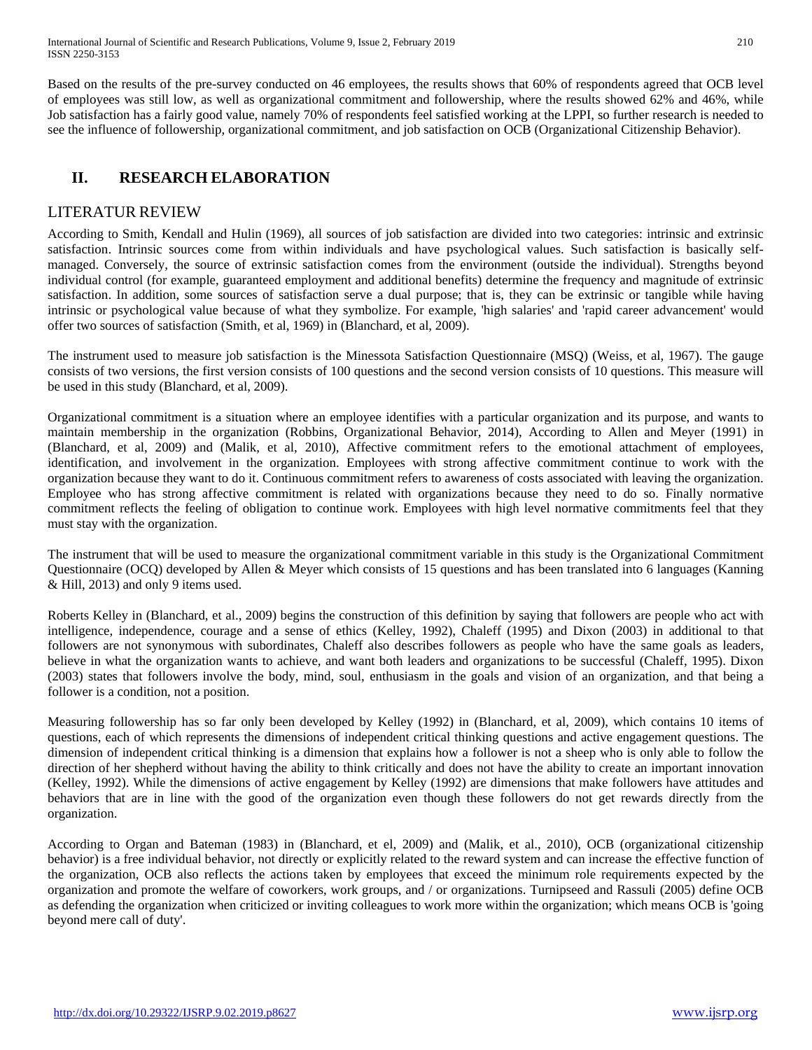Based on the results of the pre-survey conducted on 46 employees, the results shows that 60% of respondents agreed that OCB level of employees was still low, as well as organizational commitment and followership, where the results showed 62% and 46%, while Job satisfaction has a fairly good value, namely 70% of respondents feel satisfied working at the LPPI, so further research is needed to see the influence of followership, organizational commitment, and job satisfaction on OCB (Organizational Citizenship Behavior).

## II. RESEARCH ELABORATION

### LITERATUR REVIEW

According to Smith, Kendall and Hulin (1969), all sources of job satisfaction are divided into two categories: intrinsic and extrinsic satisfaction. Intrinsic sources come from within individuals and have psychological values. Such satisfaction is basically self-managed. Conversely, the source of extrinsic satisfaction comes from the environment (outside the individual). Strengths beyond individual control (for example, guaranteed employment and additional benefits) determine the frequency and magnitude of extrinsic satisfaction. In addition, some sources of satisfaction serve a dual purpose; that is, they can be extrinsic or tangible while having intrinsic or psychological value because of what they symbolize. For example, 'high salaries' and 'rapid career advancement' would offer two sources of satisfaction (Smith, et al, 1969) in (Blanchard, et al, 2009).

The instrument used to measure job satisfaction is the Minessota Satisfaction Questionnaire (MSQ) (Weiss, et al, 1967). The gauge consists of two versions, the first version consists of 100 questions and the second version consists of 10 questions. This measure will be used in this study (Blanchard, et al, 2009).

Organizational commitment is a situation where an employee identifies with a particular organization and its purpose, and wants to maintain membership in the organization (Robbins, Organizational Behavior, 2014), According to Allen and Meyer (1991) in (Blanchard, et al, 2009) and (Malik, et al, 2010), Affective commitment refers to the emotional attachment of employees, identification, and involvement in the organization. Employees with strong affective commitment continue to work with the organization because they want to do it. Continuous commitment refers to awareness of costs associated with leaving the organization. Employee who has strong affective commitment is related with organizations because they need to do so. Finally normative commitment reflects the feeling of obligation to continue work. Employees with high level normative commitments feel that they must stay with the organization.

The instrument that will be used to measure the organizational commitment variable in this study is the Organizational Commitment Questionnaire (OCQ) developed by Allen & Meyer which consists of 15 questions and has been translated into 6 languages (Kanning & Hill, 2013) and only 9 items used.

Roberts Kelley in (Blanchard, et al., 2009) begins the construction of this definition by saying that followers are people who act with intelligence, independence, courage and a sense of ethics (Kelley, 1992), Chaleff (1995) and Dixon (2003) in additional to that followers are not synonymous with subordinates, Chaleff also describes followers as people who have the same goals as leaders, believe in what the organization wants to achieve, and want both leaders and organizations to be successful (Chaleff, 1995). Dixon (2003) states that followers involve the body, mind, soul, enthusiasm in the goals and vision of an organization, and that being a follower is a condition, not a position.

Measuring followership has so far only been developed by Kelley (1992) in (Blanchard, et al, 2009), which contains 10 items of questions, each of which represents the dimensions of independent critical thinking questions and active engagement questions. The dimension of independent critical thinking is a dimension that explains how a follower is not a sheep who is only able to follow the direction of her shepherd without having the ability to think critically and does not have the ability to create an important innovation (Kelley, 1992). While the dimensions of active engagement by Kelley (1992) are dimensions that make followers have attitudes and behaviors that are in line with the good of the organization even though these followers do not get rewards directly from the organization.

According to Organ and Bateman (1983) in (Blanchard, et el, 2009) and (Malik, et al., 2010), OCB (organizational citizenship behavior) is a free individual behavior, not directly or explicitly related to the reward system and can increase the effective function of the organization, OCB also reflects the actions taken by employees that exceed the minimum role requirements expected by the organization and promote the welfare of coworkers, work groups, and / or organizations. Turnipseed and Rassuli (2005) define OCB as defending the organization when criticized or inviting colleagues to work more within the organization; which means OCB is 'going beyond mere call of duty'.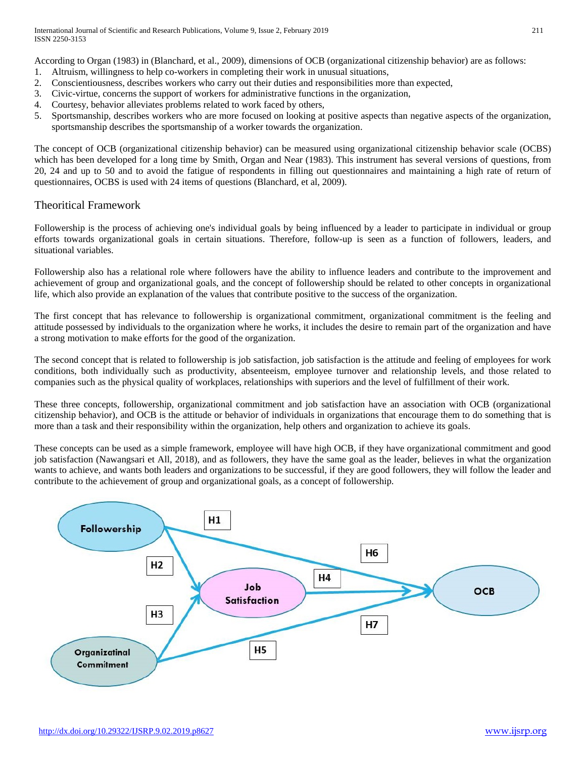According to Organ (1983) in (Blanchard, et al., 2009), dimensions of OCB (organizational citizenship behavior) are as follows:

1. Altruism, willingness to help co-workers in completing their work in unusual situations,
2. Conscientiousness, describes workers who carry out their duties and responsibilities more than expected,
3. Civic-virtue, concerns the support of workers for administrative functions in the organization,
4. Courtesy, behavior alleviates problems related to work faced by others,
5. Sportsmanship, describes workers who are more focused on looking at positive aspects than negative aspects of the organization, sportsmanship describes the sportsmanship of a worker towards the organization.

The concept of OCB (organizational citizenship behavior) can be measured using organizational citizenship behavior scale (OCBS) which has been developed for a long time by Smith, Organ and Near (1983). This instrument has several versions of questions, from 20, 24 and up to 50 and to avoid the fatigue of respondents in filling out questionnaires and maintaining a high rate of return of questionnaires, OCBS is used with 24 items of questions (Blanchard, et al, 2009).

## Theoritical Framework

Followership is the process of achieving one's individual goals by being influenced by a leader to participate in individual or group efforts towards organizational goals in certain situations. Therefore, follow-up is seen as a function of followers, leaders, and situational variables.

Followership also has a relational role where followers have the ability to influence leaders and contribute to the improvement and achievement of group and organizational goals, and the concept of followership should be related to other concepts in organizational life, which also provide an explanation of the values that contribute positive to the success of the organization.

The first concept that has relevance to followership is organizational commitment, organizational commitment is the feeling and attitude possessed by individuals to the organization where he works, it includes the desire to remain part of the organization and have a strong motivation to make efforts for the good of the organization.

The second concept that is related to followership is job satisfaction, job satisfaction is the attitude and feeling of employees for work conditions, both individually such as productivity, absenteeism, employee turnover and relationship levels, and those related to companies such as the physical quality of workplaces, relationships with superiors and the level of fulfillment of their work.

These three concepts, followership, organizational commitment and job satisfaction have an association with OCB (organizational citizenship behavior), and OCB is the attitude or behavior of individuals in organizations that encourage them to do something that is more than a task and their responsibility within the organization, help others and organization to achieve its goals.

These concepts can be used as a simple framework, employee will have high OCB, if they have organizational commitment and good job satisfaction (Nawangsari et All, 2018), and as followers, they have the same goal as the leader, believes in what the organization wants to achieve, and wants both leaders and organizations to be successful, if they are good followers, they will follow the leader and contribute to the achievement of group and organizational goals, as a concept of followership.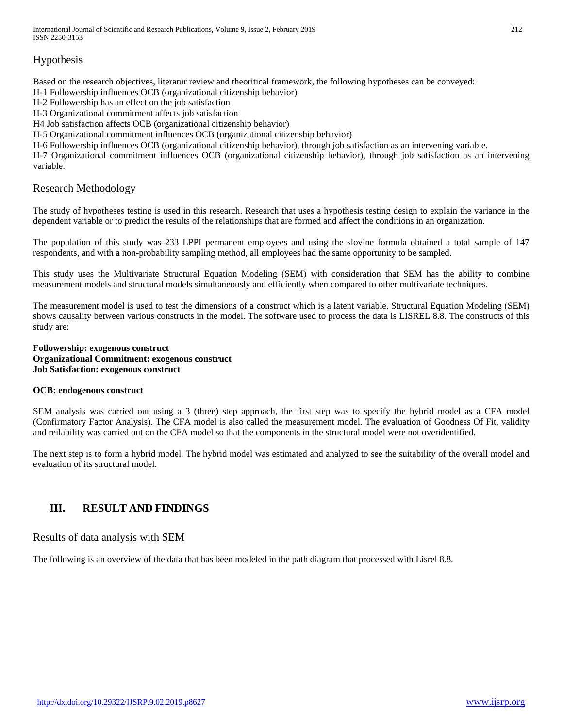## Hypothesis

Based on the research objectives, literatur review and theoritical framework, the following hypotheses can be conveyed:

H-1 Followership influences OCB (organizational citizenship behavior)

H-2 Followership has an effect on the job satisfaction

H-3 Organizational commitment affects job satisfaction

H4 Job satisfaction affects OCB (organizational citizenship behavior)

H-5 Organizational commitment influences OCB (organizational citizenship behavior)

H-6 Followership influences OCB (organizational citizenship behavior), through job satisfaction as an intervening variable.

H-7 Organizational commitment influences OCB (organizational citizenship behavior), through job satisfaction as an intervening variable.

## Research Methodology

The study of hypotheses testing is used in this research. Research that uses a hypothesis testing design to explain the variance in the dependent variable or to predict the results of the relationships that are formed and affect the conditions in an organization.

The population of this study was 233 LPPI permanent employees and using the slovine formula obtained a total sample of 147 respondents, and with a non-probability sampling method, all employees had the same opportunity to be sampled.

This study uses the Multivariate Structural Equation Modeling (SEM) with consideration that SEM has the ability to combine measurement models and structural models simultaneously and efficiently when compared to other multivariate techniques.

The measurement model is used to test the dimensions of a construct which is a latent variable. Structural Equation Modeling (SEM) shows causality between various constructs in the model. The software used to process the data is LISREL 8.8. The constructs of this study are:

**Followership: exogenous construct**
**Organizational Commitment: exogenous construct**
**Job Satisfaction: exogenous construct**

**OCB: endogenous construct**

SEM analysis was carried out using a 3 (three) step approach, the first step was to specify the hybrid model as a CFA model (Confirmatory Factor Analysis). The CFA model is also called the measurement model. The evaluation of Goodness Of Fit, validity and reilability was carried out on the CFA model so that the components in the structural model were not overidentified.

The next step is to form a hybrid model. The hybrid model was estimated and analyzed to see the suitability of the overall model and evaluation of its structural model.

# III. RESULT AND FINDINGS

## Results of data analysis with SEM

The following is an overview of the data that has been modeled in the path diagram that processed with Lisrel 8.8.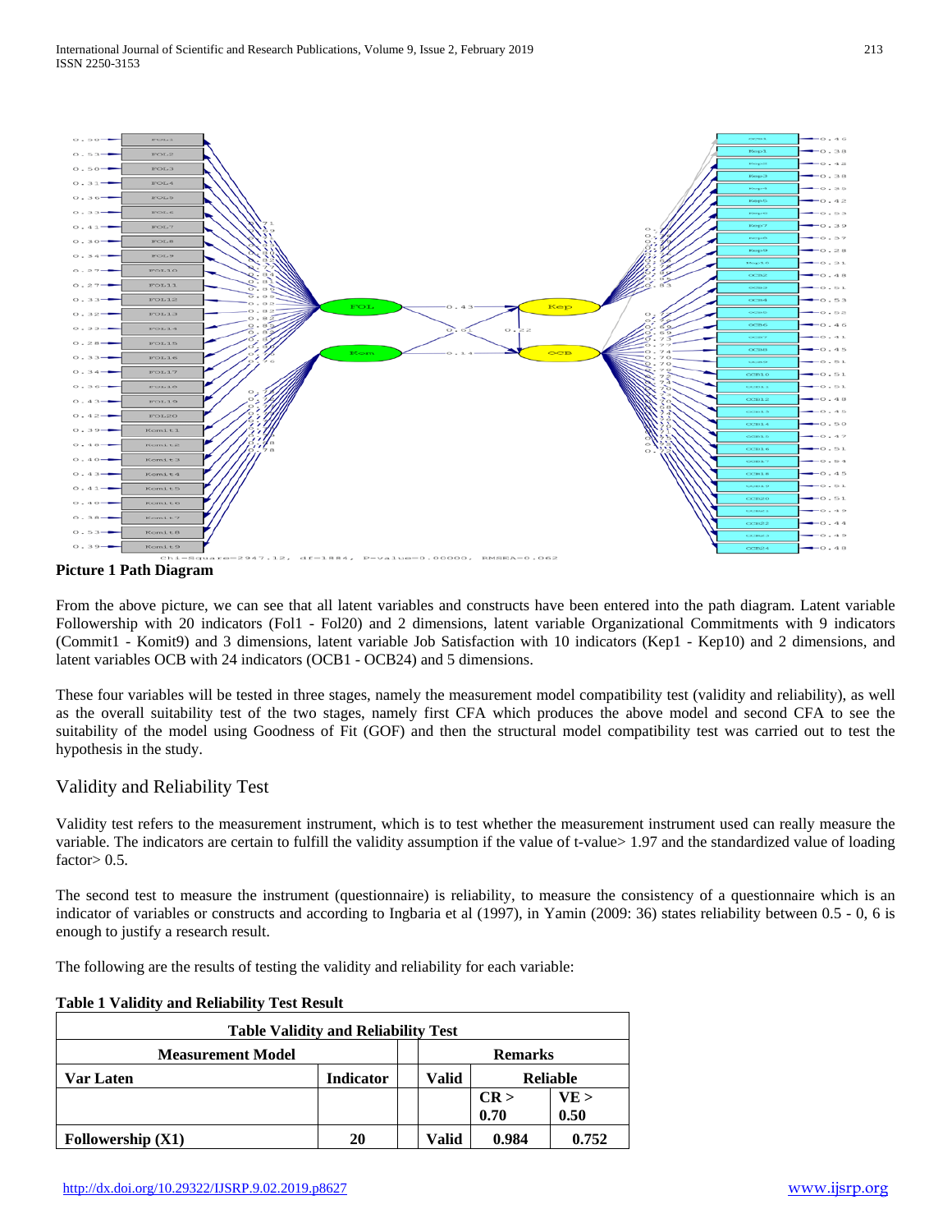**Picture 1 Path Diagram**

From the above picture, we can see that all latent variables and constructs have been entered into the path diagram. Latent variable Followership with 20 indicators (Fol1 - Fol20) and 2 dimensions, latent variable Organizational Commitments with 9 indicators (Commit1 - Komit9) and 3 dimensions, latent variable Job Satisfaction with 10 indicators (Kep1 - Kep10) and 2 dimensions, and latent variables OCB with 24 indicators (OCB1 - OCB24) and 5 dimensions.

These four variables will be tested in three stages, namely the measurement model compatibility test (validity and reliability), as well as the overall suitability test of the two stages, namely first CFA which produces the above model and second CFA to see the suitability of the model using Goodness of Fit (GOF) and then the structural model compatibility test was carried out to test the hypothesis in the study.

## Validity and Reliability Test

Validity test refers to the measurement instrument, which is to test whether the measurement instrument used can really measure the variable. The indicators are certain to fulfill the validity assumption if the value of t-value> 1.97 and the standardized value of loading factor> 0.5.

The second test to measure the instrument (questionnaire) is reliability, to measure the consistency of a questionnaire which is an indicator of variables or constructs and according to Ingbaria et al (1997), in Yamin (2009: 36) states reliability between 0.5 - 0, 6 is enough to justify a research result.

The following are the results of testing the validity and reliability for each variable:

**Table 1 Validity and Reliability Test Result**

| Table Validity and Reliability Test | | | | | |
|---|---|---|---|---|---|
| **Measurement Model** | | | **Remarks** | | |
| **Var Laten** | **Indicator** | | **Valid** | **Reliable** | |
| | | | | **CR > 0.70** | **VE > 0.50** |
| **Followership (X1)** | **20** | | **Valid** | **0.984** | **0.752** |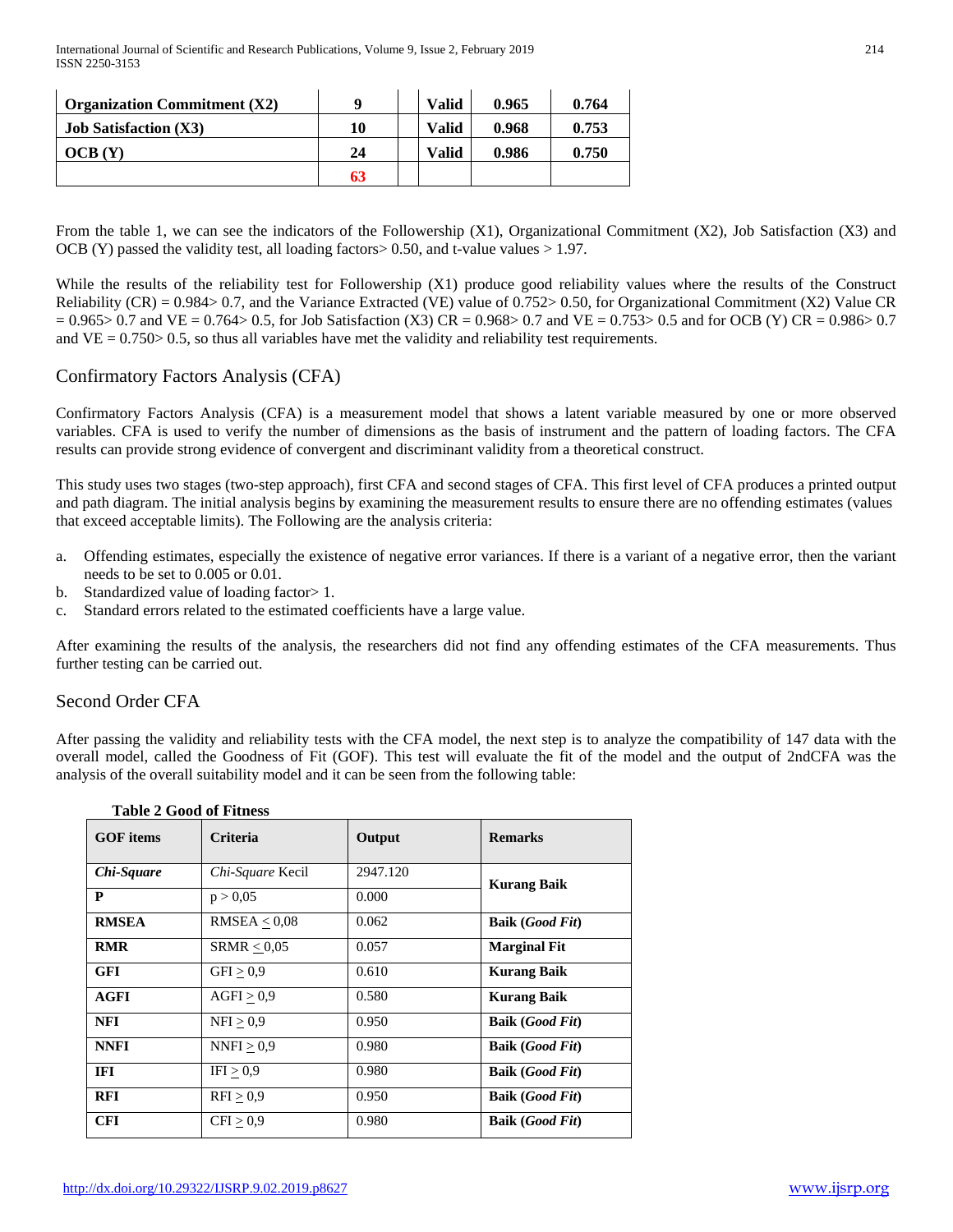| Organization Commitment (X2) | 9 | | Valid | 0.965 | 0.764 |
|---|---|---|---|---|---|
| Job Satisfaction (X3) | 10 | | Valid | 0.968 | 0.753 |
| OCB (Y) | 24 | | Valid | 0.986 | 0.750 |
| | 63 | | | | |

From the table 1, we can see the indicators of the Followership (X1), Organizational Commitment (X2), Job Satisfaction (X3) and OCB (Y) passed the validity test, all loading factors> 0.50, and t-value values > 1.97.

While the results of the reliability test for Followership (X1) produce good reliability values where the results of the Construct Reliability (CR) = 0.984> 0.7, and the Variance Extracted (VE) value of 0.752> 0.50, for Organizational Commitment (X2) Value CR = 0.965> 0.7 and VE = 0.764> 0.5, for Job Satisfaction (X3) CR = 0.968> 0.7 and VE = 0.753> 0.5 and for OCB (Y) CR = 0.986> 0.7 and VE = 0.750> 0.5, so thus all variables have met the validity and reliability test requirements.

## Confirmatory Factors Analysis (CFA)

Confirmatory Factors Analysis (CFA) is a measurement model that shows a latent variable measured by one or more observed variables. CFA is used to verify the number of dimensions as the basis of instrument and the pattern of loading factors. The CFA results can provide strong evidence of convergent and discriminant validity from a theoretical construct.

This study uses two stages (two-step approach), first CFA and second stages of CFA. This first level of CFA produces a printed output and path diagram. The initial analysis begins by examining the measurement results to ensure there are no offending estimates (values that exceed acceptable limits). The Following are the analysis criteria:

a. Offending estimates, especially the existence of negative error variances. If there is a variant of a negative error, then the variant needs to be set to 0.005 or 0.01.
b. Standardized value of loading factor> 1.
c. Standard errors related to the estimated coefficients have a large value.

After examining the results of the analysis, the researchers did not find any offending estimates of the CFA measurements. Thus further testing can be carried out.

## Second Order CFA

After passing the validity and reliability tests with the CFA model, the next step is to analyze the compatibility of 147 data with the overall model, called the Goodness of Fit (GOF). This test will evaluate the fit of the model and the output of 2ndCFA was the analysis of the overall suitability model and it can be seen from the following table:

**Table 2 Good of Fitness**

| GOF items | Criteria | Output | Remarks |
|---|---|---|---|
| ***Chi-Square*** | *Chi-Square* Kecil | 2947.120 | **Kurang Baik** |
| **P** | p > 0,05 | 0.000 | |
| **RMSEA** | RMSEA ≤ 0,08 | 0.062 | **Baik (*Good Fit*)** |
| **RMR** | SRMR ≤ 0,05 | 0.057 | **Marginal Fit** |
| **GFI** | GFI ≥ 0,9 | 0.610 | **Kurang Baik** |
| **AGFI** | AGFI ≥ 0,9 | 0.580 | **Kurang Baik** |
| **NFI** | NFI ≥ 0,9 | 0.950 | **Baik (*Good Fit*)** |
| **NNFI** | NNFI ≥ 0,9 | 0.980 | **Baik (*Good Fit*)** |
| **IFI** | IFI ≥ 0,9 | 0.980 | **Baik (*Good Fit*)** |
| **RFI** | RFI ≥ 0,9 | 0.950 | **Baik (*Good Fit*)** |
| **CFI** | CFI ≥ 0,9 | 0.980 | **Baik (*Good Fit*)** |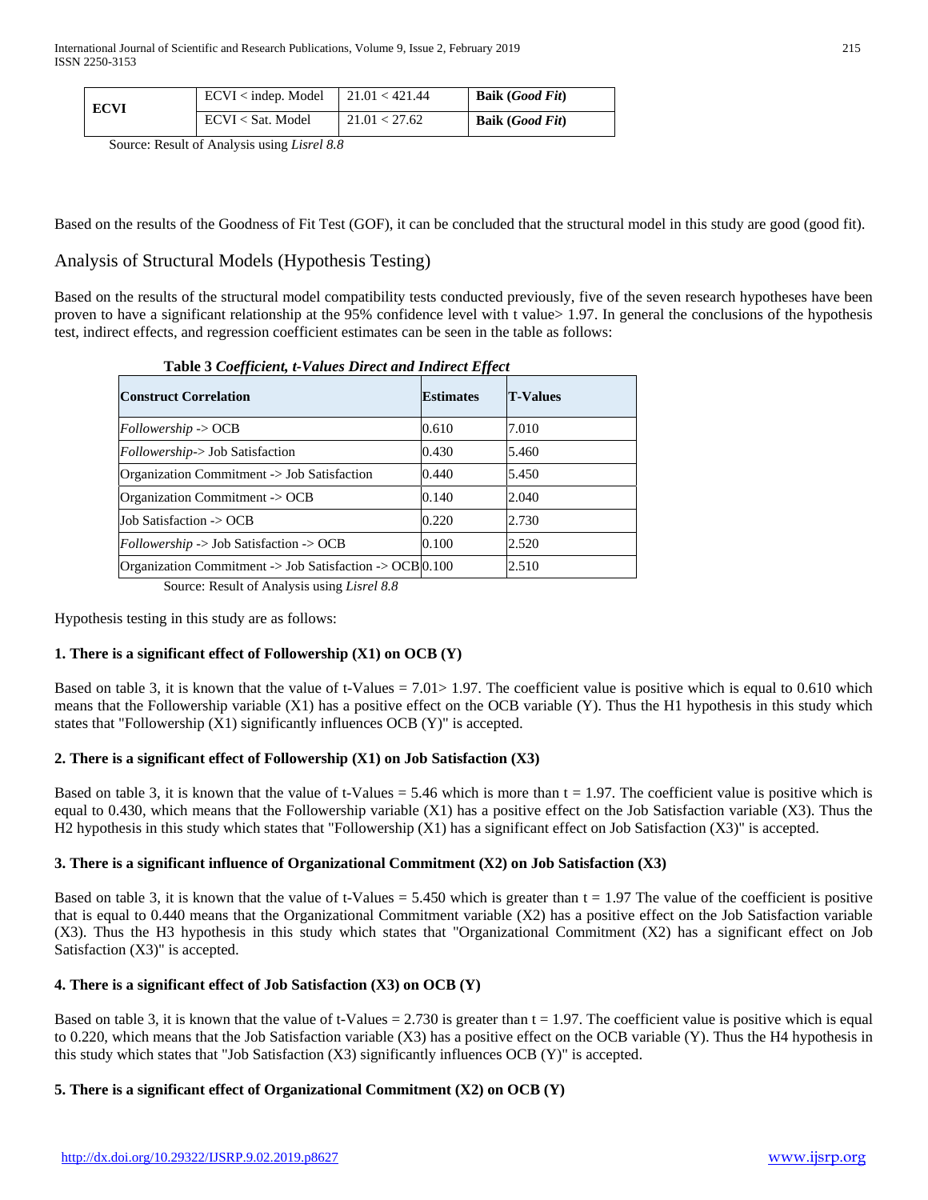| ECVI | ECVI < indep. Model | 21.01 < 421.44 | **Baik (*Good Fit*)** |
|---|---|---|---|
| | ECVI < Sat. Model | 21.01 < 27.62 | **Baik (*Good Fit*)** |

Source: Result of Analysis using *Lisrel 8.8*

Based on the results of the Goodness of Fit Test (GOF), it can be concluded that the structural model in this study are good (good fit).

## Analysis of Structural Models (Hypothesis Testing)

Based on the results of the structural model compatibility tests conducted previously, five of the seven research hypotheses have been proven to have a significant relationship at the 95% confidence level with t value> 1.97. In general the conclusions of the hypothesis test, indirect effects, and regression coefficient estimates can be seen in the table as follows:

**Table 3 *Coefficient, t-Values Direct and Indirect Effect***

| Construct Correlation | Estimates | T-Values |
|---|---|---|
| *Followership* -> OCB | 0.610 | 7.010 |
| *Followership*-> Job Satisfaction | 0.430 | 5.460 |
| Organization Commitment -> Job Satisfaction | 0.440 | 5.450 |
| Organization Commitment -> OCB | 0.140 | 2.040 |
| Job Satisfaction -> OCB | 0.220 | 2.730 |
| *Followership* -> Job Satisfaction -> OCB | 0.100 | 2.520 |
| Organization Commitment -> Job Satisfaction -> OCB | 0.100 | 2.510 |

Source: Result of Analysis using *Lisrel 8.8*

Hypothesis testing in this study are as follows:

**1. There is a significant effect of Followership (X1) on OCB (Y)**

Based on table 3, it is known that the value of t-Values = 7.01> 1.97. The coefficient value is positive which is equal to 0.610 which means that the Followership variable (X1) has a positive effect on the OCB variable (Y). Thus the H1 hypothesis in this study which states that "Followership (X1) significantly influences OCB (Y)" is accepted.

**2. There is a significant effect of Followership (X1) on Job Satisfaction (X3)**

Based on table 3, it is known that the value of t-Values = 5.46 which is more than t = 1.97. The coefficient value is positive which is equal to 0.430, which means that the Followership variable (X1) has a positive effect on the Job Satisfaction variable (X3). Thus the H2 hypothesis in this study which states that "Followership (X1) has a significant effect on Job Satisfaction (X3)" is accepted.

**3. There is a significant influence of Organizational Commitment (X2) on Job Satisfaction (X3)**

Based on table 3, it is known that the value of t-Values = 5.450 which is greater than t = 1.97 The value of the coefficient is positive that is equal to 0.440 means that the Organizational Commitment variable (X2) has a positive effect on the Job Satisfaction variable (X3). Thus the H3 hypothesis in this study which states that "Organizational Commitment (X2) has a significant effect on Job Satisfaction (X3)" is accepted.

**4. There is a significant effect of Job Satisfaction (X3) on OCB (Y)**

Based on table 3, it is known that the value of t-Values = 2.730 is greater than t = 1.97. The coefficient value is positive which is equal to 0.220, which means that the Job Satisfaction variable (X3) has a positive effect on the OCB variable (Y). Thus the H4 hypothesis in this study which states that "Job Satisfaction (X3) significantly influences OCB (Y)" is accepted.

**5. There is a significant effect of Organizational Commitment (X2) on OCB (Y)**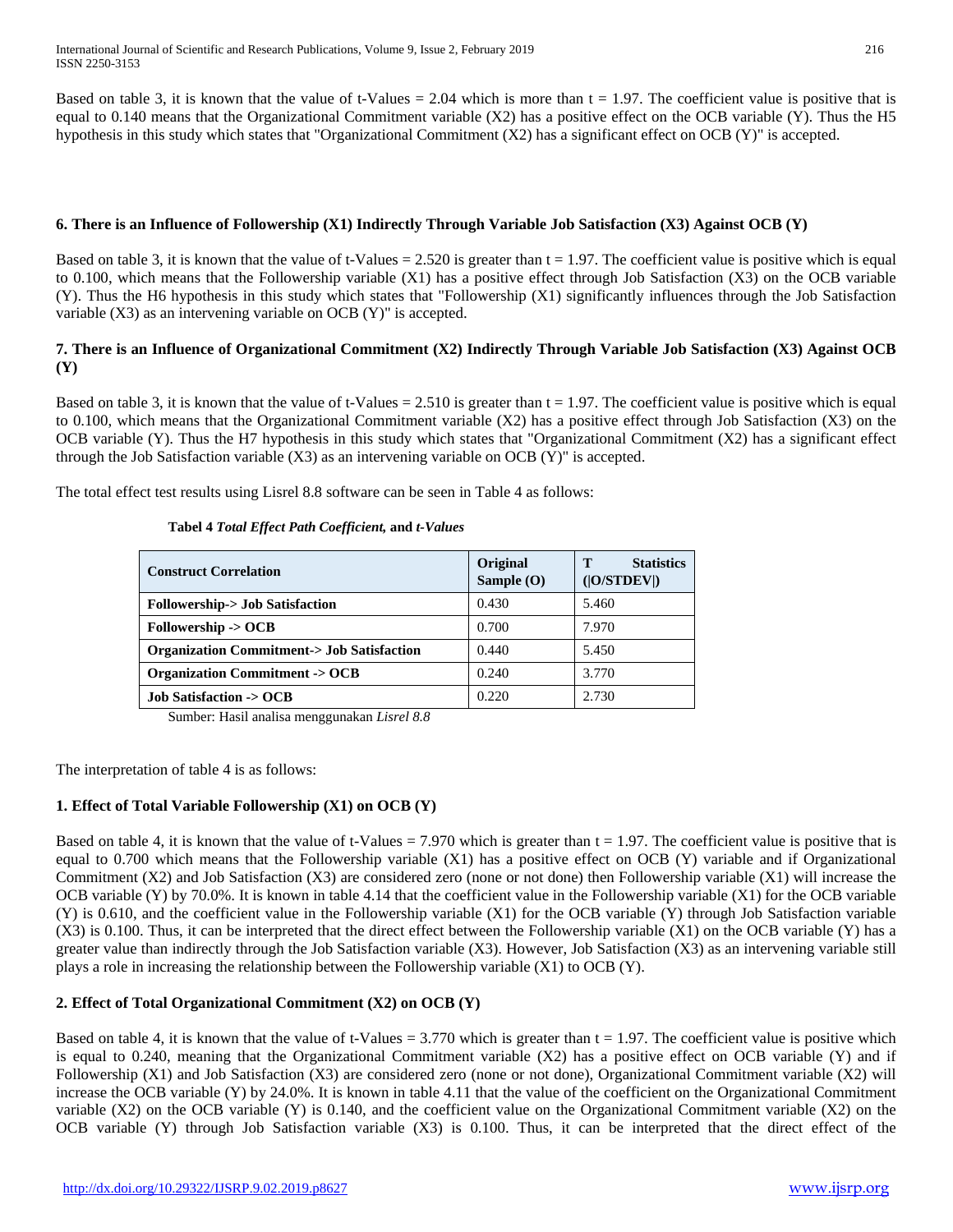Based on table 3, it is known that the value of t-Values = 2.04 which is more than t = 1.97. The coefficient value is positive that is equal to 0.140 means that the Organizational Commitment variable (X2) has a positive effect on the OCB variable (Y). Thus the H5 hypothesis in this study which states that "Organizational Commitment (X2) has a significant effect on OCB (Y)" is accepted.

**6. There is an Influence of Followership (X1) Indirectly Through Variable Job Satisfaction (X3) Against OCB (Y)**

Based on table 3, it is known that the value of t-Values = 2.520 is greater than t = 1.97. The coefficient value is positive which is equal to 0.100, which means that the Followership variable (X1) has a positive effect through Job Satisfaction (X3) on the OCB variable (Y). Thus the H6 hypothesis in this study which states that "Followership (X1) significantly influences through the Job Satisfaction variable (X3) as an intervening variable on OCB (Y)" is accepted.

**7. There is an Influence of Organizational Commitment (X2) Indirectly Through Variable Job Satisfaction (X3) Against OCB (Y)**

Based on table 3, it is known that the value of t-Values = 2.510 is greater than t = 1.97. The coefficient value is positive which is equal to 0.100, which means that the Organizational Commitment variable (X2) has a positive effect through Job Satisfaction (X3) on the OCB variable (Y). Thus the H7 hypothesis in this study which states that "Organizational Commitment (X2) has a significant effect through the Job Satisfaction variable (X3) as an intervening variable on OCB (Y)" is accepted.

The total effect test results using Lisrel 8.8 software can be seen in Table 4 as follows:

**Tabel 4 *Total Effect Path Coefficient,* and *t-Values***

| Construct Correlation | Original Sample (O) | T Statistics (\|O/STDEV\|) |
|---|---|---|
| **Followership-> Job Satisfaction** | 0.430 | 5.460 |
| **Followership -> OCB** | 0.700 | 7.970 |
| **Organization Commitment-> Job Satisfaction** | 0.440 | 5.450 |
| **Organization Commitment -> OCB** | 0.240 | 3.770 |
| **Job Satisfaction -> OCB** | 0.220 | 2.730 |

Sumber: Hasil analisa menggunakan *Lisrel 8.8*

The interpretation of table 4 is as follows:

**1. Effect of Total Variable Followership (X1) on OCB (Y)**

Based on table 4, it is known that the value of t-Values = 7.970 which is greater than t = 1.97. The coefficient value is positive that is equal to 0.700 which means that the Followership variable (X1) has a positive effect on OCB (Y) variable and if Organizational Commitment (X2) and Job Satisfaction (X3) are considered zero (none or not done) then Followership variable (X1) will increase the OCB variable (Y) by 70.0%. It is known in table 4.14 that the coefficient value in the Followership variable (X1) for the OCB variable (Y) is 0.610, and the coefficient value in the Followership variable (X1) for the OCB variable (Y) through Job Satisfaction variable (X3) is 0.100. Thus, it can be interpreted that the direct effect between the Followership variable (X1) on the OCB variable (Y) has a greater value than indirectly through the Job Satisfaction variable (X3). However, Job Satisfaction (X3) as an intervening variable still plays a role in increasing the relationship between the Followership variable (X1) to OCB (Y).

**2. Effect of Total Organizational Commitment (X2) on OCB (Y)**

Based on table 4, it is known that the value of t-Values = 3.770 which is greater than t = 1.97. The coefficient value is positive which is equal to 0.240, meaning that the Organizational Commitment variable (X2) has a positive effect on OCB variable (Y) and if Followership (X1) and Job Satisfaction (X3) are considered zero (none or not done), Organizational Commitment variable (X2) will increase the OCB variable (Y) by 24.0%. It is known in table 4.11 that the value of the coefficient on the Organizational Commitment variable (X2) on the OCB variable (Y) is 0.140, and the coefficient value on the Organizational Commitment variable (X2) on the OCB variable (Y) through Job Satisfaction variable (X3) is 0.100. Thus, it can be interpreted that the direct effect of the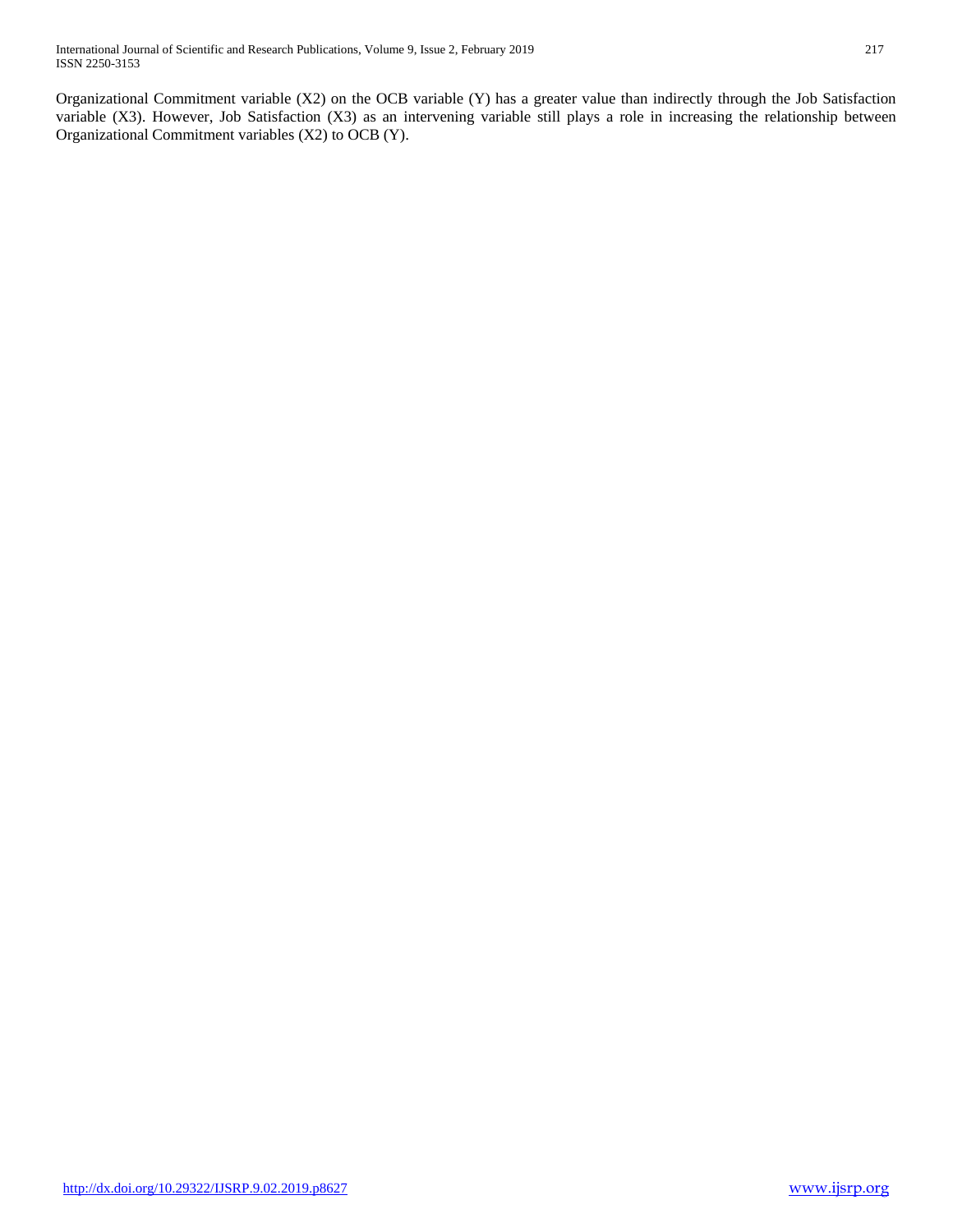Organizational Commitment variable (X2) on the OCB variable (Y) has a greater value than indirectly through the Job Satisfaction variable (X3). However, Job Satisfaction (X3) as an intervening variable still plays a role in increasing the relationship between Organizational Commitment variables (X2) to OCB (Y).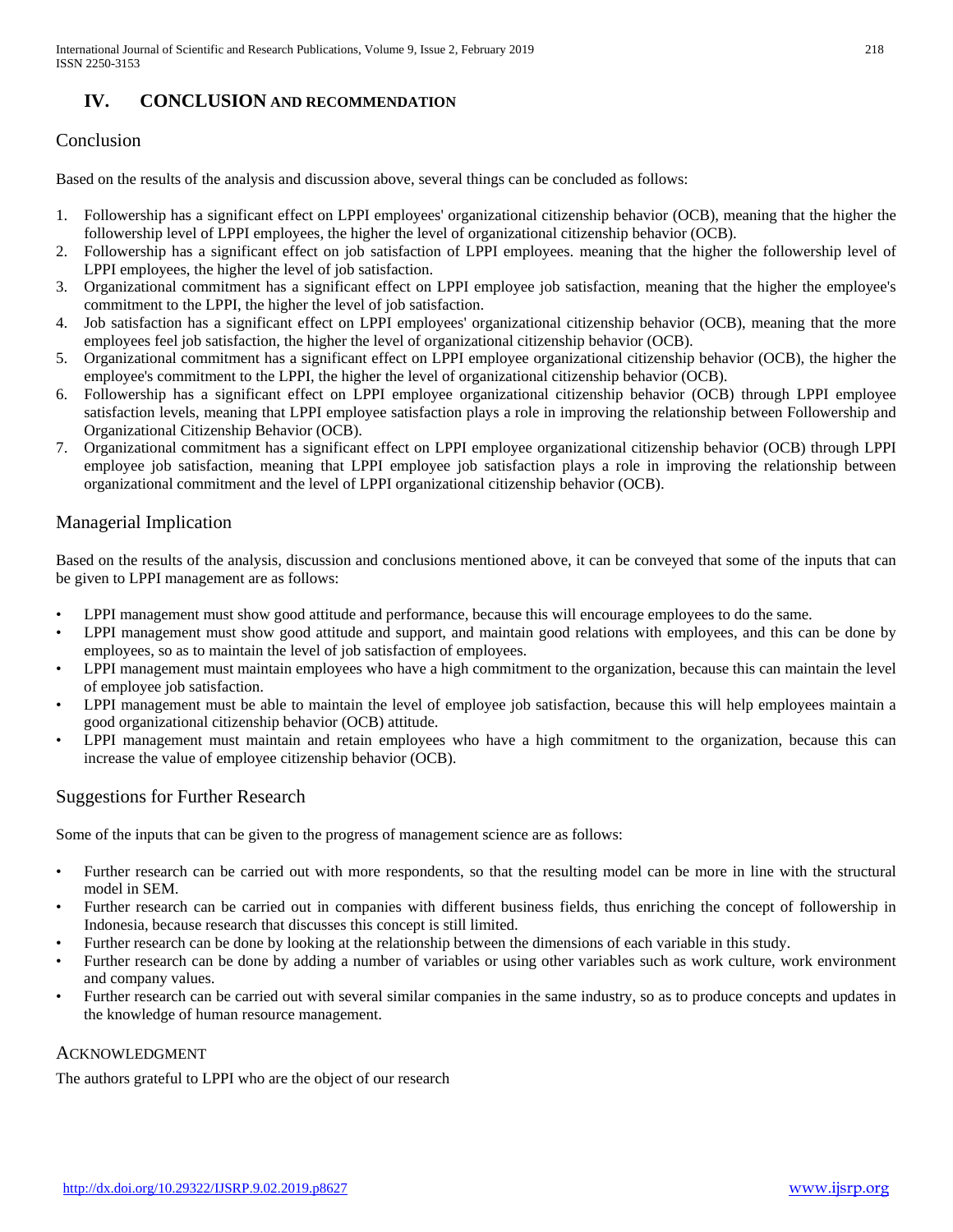## IV. CONCLUSION AND RECOMMENDATION

### Conclusion

Based on the results of the analysis and discussion above, several things can be concluded as follows:

1. Followership has a significant effect on LPPI employees' organizational citizenship behavior (OCB), meaning that the higher the followership level of LPPI employees, the higher the level of organizational citizenship behavior (OCB).
2. Followership has a significant effect on job satisfaction of LPPI employees. meaning that the higher the followership level of LPPI employees, the higher the level of job satisfaction.
3. Organizational commitment has a significant effect on LPPI employee job satisfaction, meaning that the higher the employee's commitment to the LPPI, the higher the level of job satisfaction.
4. Job satisfaction has a significant effect on LPPI employees' organizational citizenship behavior (OCB), meaning that the more employees feel job satisfaction, the higher the level of organizational citizenship behavior (OCB).
5. Organizational commitment has a significant effect on LPPI employee organizational citizenship behavior (OCB), the higher the employee's commitment to the LPPI, the higher the level of organizational citizenship behavior (OCB).
6. Followership has a significant effect on LPPI employee organizational citizenship behavior (OCB) through LPPI employee satisfaction levels, meaning that LPPI employee satisfaction plays a role in improving the relationship between Followership and Organizational Citizenship Behavior (OCB).
7. Organizational commitment has a significant effect on LPPI employee organizational citizenship behavior (OCB) through LPPI employee job satisfaction, meaning that LPPI employee job satisfaction plays a role in improving the relationship between organizational commitment and the level of LPPI organizational citizenship behavior (OCB).

### Managerial Implication

Based on the results of the analysis, discussion and conclusions mentioned above, it can be conveyed that some of the inputs that can be given to LPPI management are as follows:

- LPPI management must show good attitude and performance, because this will encourage employees to do the same.
- LPPI management must show good attitude and support, and maintain good relations with employees, and this can be done by employees, so as to maintain the level of job satisfaction of employees.
- LPPI management must maintain employees who have a high commitment to the organization, because this can maintain the level of employee job satisfaction.
- LPPI management must be able to maintain the level of employee job satisfaction, because this will help employees maintain a good organizational citizenship behavior (OCB) attitude.
- LPPI management must maintain and retain employees who have a high commitment to the organization, because this can increase the value of employee citizenship behavior (OCB).

### Suggestions for Further Research

Some of the inputs that can be given to the progress of management science are as follows:

- Further research can be carried out with more respondents, so that the resulting model can be more in line with the structural model in SEM.
- Further research can be carried out in companies with different business fields, thus enriching the concept of followership in Indonesia, because research that discusses this concept is still limited.
- Further research can be done by looking at the relationship between the dimensions of each variable in this study.
- Further research can be done by adding a number of variables or using other variables such as work culture, work environment and company values.
- Further research can be carried out with several similar companies in the same industry, so as to produce concepts and updates in the knowledge of human resource management.

### Acknowledgment

The authors grateful to LPPI who are the object of our research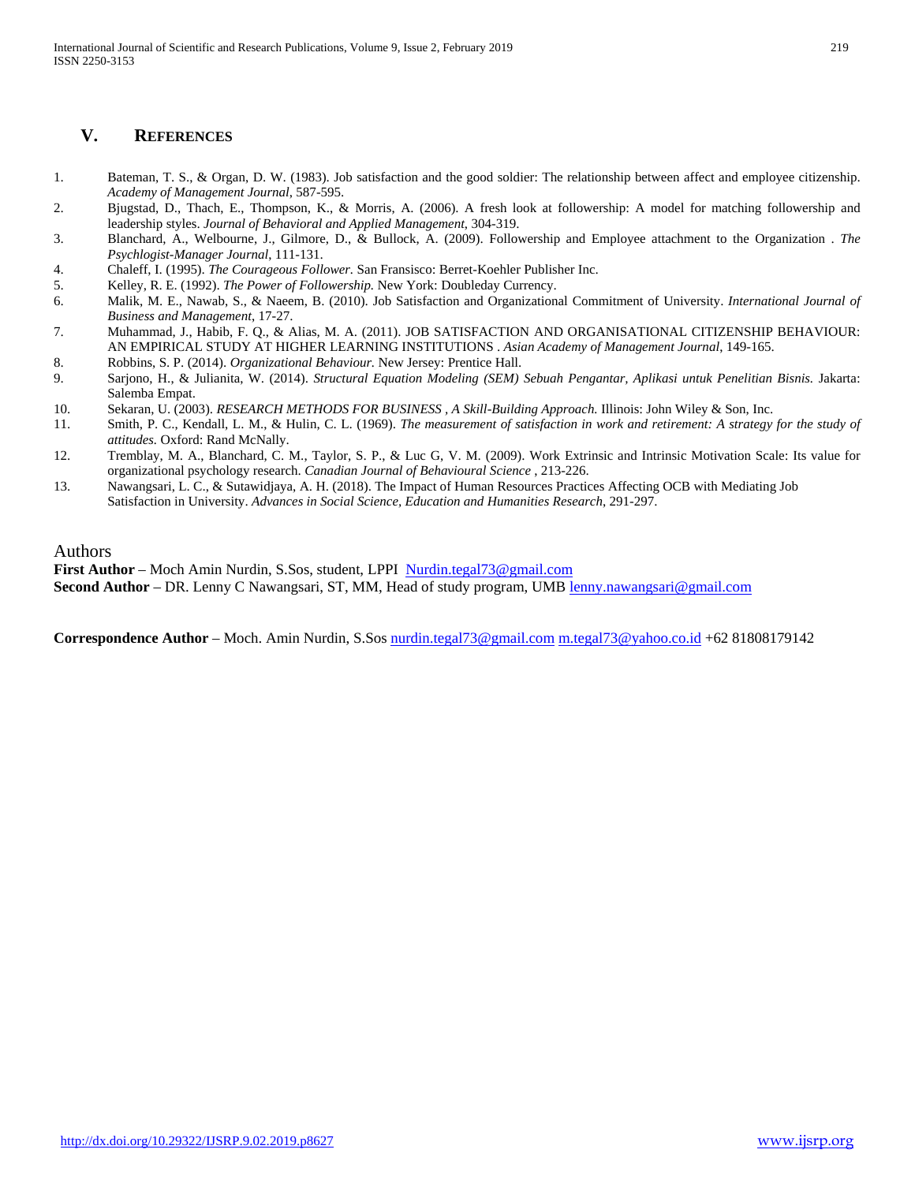## V. References

1. Bateman, T. S., & Organ, D. W. (1983). Job satisfaction and the good soldier: The relationship between affect and employee citizenship. *Academy of Management Journal*, 587-595.
2. Bjugstad, D., Thach, E., Thompson, K., & Morris, A. (2006). A fresh look at followership: A model for matching followership and leadership styles. *Journal of Behavioral and Applied Management*, 304-319.
3. Blanchard, A., Welbourne, J., Gilmore, D., & Bullock, A. (2009). Followership and Employee attachment to the Organization . *The Psychlogist-Manager Journal*, 111-131.
4. Chaleff, I. (1995). *The Courageous Follower.* San Fransisco: Berret-Koehler Publisher Inc.
5. Kelley, R. E. (1992). *The Power of Followership.* New York: Doubleday Currency.
6. Malik, M. E., Nawab, S., & Naeem, B. (2010). Job Satisfaction and Organizational Commitment of University. *International Journal of Business and Management*, 17-27.
7. Muhammad, J., Habib, F. Q., & Alias, M. A. (2011). JOB SATISFACTION AND ORGANISATIONAL CITIZENSHIP BEHAVIOUR: AN EMPIRICAL STUDY AT HIGHER LEARNING INSTITUTIONS . *Asian Academy of Management Journal*, 149-165.
8. Robbins, S. P. (2014). *Organizational Behaviour.* New Jersey: Prentice Hall.
9. Sarjono, H., & Julianita, W. (2014). *Structural Equation Modeling (SEM) Sebuah Pengantar, Aplikasi untuk Penelitian Bisnis.* Jakarta: Salemba Empat.
10. Sekaran, U. (2003). *RESEARCH METHODS FOR BUSINESS , A Skill-Building Approach.* Illinois: John Wiley & Son, Inc.
11. Smith, P. C., Kendall, L. M., & Hulin, C. L. (1969). *The measurement of satisfaction in work and retirement: A strategy for the study of attitudes.* Oxford: Rand McNally.
12. Tremblay, M. A., Blanchard, C. M., Taylor, S. P., & Luc G, V. M. (2009). Work Extrinsic and Intrinsic Motivation Scale: Its value for organizational psychology research. *Canadian Journal of Behavioural Science* , 213-226.
13. Nawangsari, L. C., & Sutawidjaya, A. H. (2018). The Impact of Human Resources Practices Affecting OCB with Mediating Job Satisfaction in University. *Advances in Social Science, Education and Humanities Research*, 291-297.

Authors

**First Author** – Moch Amin Nurdin, S.Sos, student, LPPI Nurdin.tegal73@gmail.com

**Second Author** – DR. Lenny C Nawangsari, ST, MM, Head of study program, UMB lenny.nawangsari@gmail.com

**Correspondence Author** – Moch. Amin Nurdin, S.Sos nurdin.tegal73@gmail.com m.tegal73@yahoo.co.id +62 81808179142